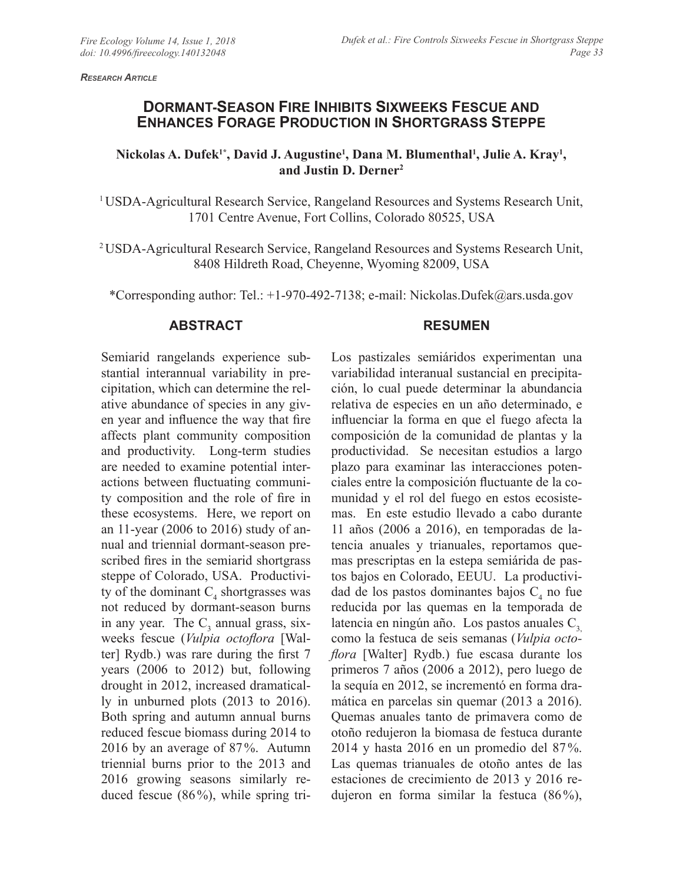*Research Article*

# Dormant-Season Fire Inhibits Sixweeks Fescue and Enhances Forage Production in Shortgrass Steppe

**Nickolas A. Dufek[1*], David J. Augustine[1], Dana M. Blumenthal[1], Julie A. Kray[1], and Justin D. Derner[2]**

[1] USDA-Agricultural Research Service, Rangeland Resources and Systems Research Unit, 1701 Centre Avenue, Fort Collins, Colorado 80525, USA

[2] USDA-Agricultural Research Service, Rangeland Resources and Systems Research Unit, 8408 Hildreth Road, Cheyenne, Wyoming 82009, USA

*Corresponding author: Tel.: +1-970-492-7138; e-mail: Nickolas.Dufek@ars.usda.gov

## ABSTRACT

Semiarid rangelands experience substantial interannual variability in precipitation, which can determine the relative abundance of species in any given year and influence the way that fire affects plant community composition and productivity. Long-term studies are needed to examine potential interactions between fluctuating community composition and the role of fire in these ecosystems. Here, we report on an 11-year (2006 to 2016) study of annual and triennial dormant-season prescribed fires in the semiarid shortgrass steppe of Colorado, USA. Productivity of the dominant $C_4$ shortgrasses was not reduced by dormant-season burns in any year. The $C_3$ annual grass, sixweeks fescue (*Vulpia octoflora* [Walter] Rydb.) was rare during the first 7 years (2006 to 2012) but, following drought in 2012, increased dramatically in unburned plots (2013 to 2016). Both spring and autumn annual burns reduced fescue biomass during 2014 to 2016 by an average of 87%. Autumn triennial burns prior to the 2013 and 2016 growing seasons similarly reduced fescue (86%), while spring tri-

## RESUMEN

Los pastizales semiáridos experimentan una variabilidad interanual sustancial en precipitación, lo cual puede determinar la abundancia relativa de especies en un año determinado, e influenciar la forma en que el fuego afecta la composición de la comunidad de plantas y la productividad. Se necesitan estudios a largo plazo para examinar las interacciones potenciales entre la composición fluctuante de la comunidad y el rol del fuego en estos ecosistemas. En este estudio llevado a cabo durante 11 años (2006 a 2016), en temporadas de latencia anuales y trianuales, reportamos quemas prescriptas en la estepa semiárida de pastos bajos en Colorado, EEUU. La productividad de los pastos dominantes bajos $C_4$ no fue reducida por las quemas en la temporada de latencia en ningún año. Los pastos anuales $C_3$, como la festuca de seis semanas (*Vulpia octoflora* [Walter] Rydb.) fue escasa durante los primeros 7 años (2006 a 2012), pero luego de la sequía en 2012, se incrementó en forma dramática en parcelas sin quemar (2013 a 2016). Quemas anuales tanto de primavera como de otoño redujeron la biomasa de festuca durante 2014 y hasta 2016 en un promedio del 87%. Las quemas trianuales de otoño antes de las estaciones de crecimiento de 2013 y 2016 redujeron en forma similar la festuca (86%),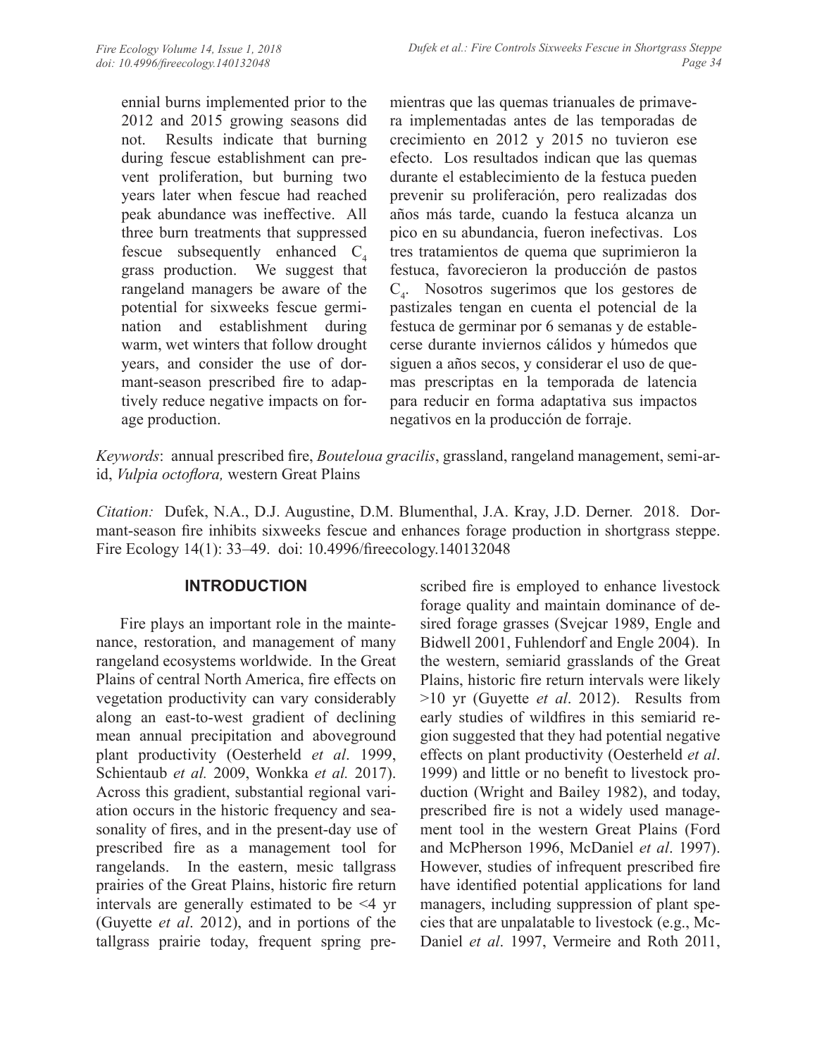ennial burns implemented prior to the 2012 and 2015 growing seasons did not. Results indicate that burning during fescue establishment can prevent proliferation, but burning two years later when fescue had reached peak abundance was ineffective. All three burn treatments that suppressed fescue subsequently enhanced $C_4$ grass production. We suggest that rangeland managers be aware of the potential for sixweeks fescue germination and establishment during warm, wet winters that follow drought years, and consider the use of dormant-season prescribed fire to adaptively reduce negative impacts on forage production.

mientras que las quemas trianuales de primavera implementadas antes de las temporadas de crecimiento en 2012 y 2015 no tuvieron ese efecto. Los resultados indican que las quemas durante el establecimiento de la festuca pueden prevenir su proliferación, pero realizadas dos años más tarde, cuando la festuca alcanza un pico en su abundancia, fueron inefectivas. Los tres tratamientos de quema que suprimieron la festuca, favorecieron la producción de pastos $C_4$. Nosotros sugerimos que los gestores de pastizales tengan en cuenta el potencial de la festuca de germinar por 6 semanas y de establecerse durante inviernos cálidos y húmedos que siguen a años secos, y considerar el uso de quemas prescriptas en la temporada de latencia para reducir en forma adaptativa sus impactos negativos en la producción de forraje.

*Keywords*: annual prescribed fire, *Bouteloua gracilis*, grassland, rangeland management, semi-arid, *Vulpia octoflora,* western Great Plains

*Citation:* Dufek, N.A., D.J. Augustine, D.M. Blumenthal, J.A. Kray, J.D. Derner. 2018. Dormant-season fire inhibits sixweeks fescue and enhances forage production in shortgrass steppe. Fire Ecology 14(1): 33–49. doi: 10.4996/fireecology.140132048

## INTRODUCTION

Fire plays an important role in the maintenance, restoration, and management of many rangeland ecosystems worldwide. In the Great Plains of central North America, fire effects on vegetation productivity can vary considerably along an east-to-west gradient of declining mean annual precipitation and aboveground plant productivity (Oesterheld *et al*. 1999, Schientaub *et al.* 2009, Wonkka *et al.* 2017). Across this gradient, substantial regional variation occurs in the historic frequency and seasonality of fires, and in the present-day use of prescribed fire as a management tool for rangelands. In the eastern, mesic tallgrass prairies of the Great Plains, historic fire return intervals are generally estimated to be <4 yr (Guyette *et al*. 2012), and in portions of the tallgrass prairie today, frequent spring prescribed fire is employed to enhance livestock forage quality and maintain dominance of desired forage grasses (Svejcar 1989, Engle and Bidwell 2001, Fuhlendorf and Engle 2004). In the western, semiarid grasslands of the Great Plains, historic fire return intervals were likely >10 yr (Guyette *et al*. 2012). Results from early studies of wildfires in this semiarid region suggested that they had potential negative effects on plant productivity (Oesterheld *et al*. 1999) and little or no benefit to livestock production (Wright and Bailey 1982), and today, prescribed fire is not a widely used management tool in the western Great Plains (Ford and McPherson 1996, McDaniel *et al*. 1997). However, studies of infrequent prescribed fire have identified potential applications for land managers, including suppression of plant species that are unpalatable to livestock (e.g., McDaniel *et al*. 1997, Vermeire and Roth 2011,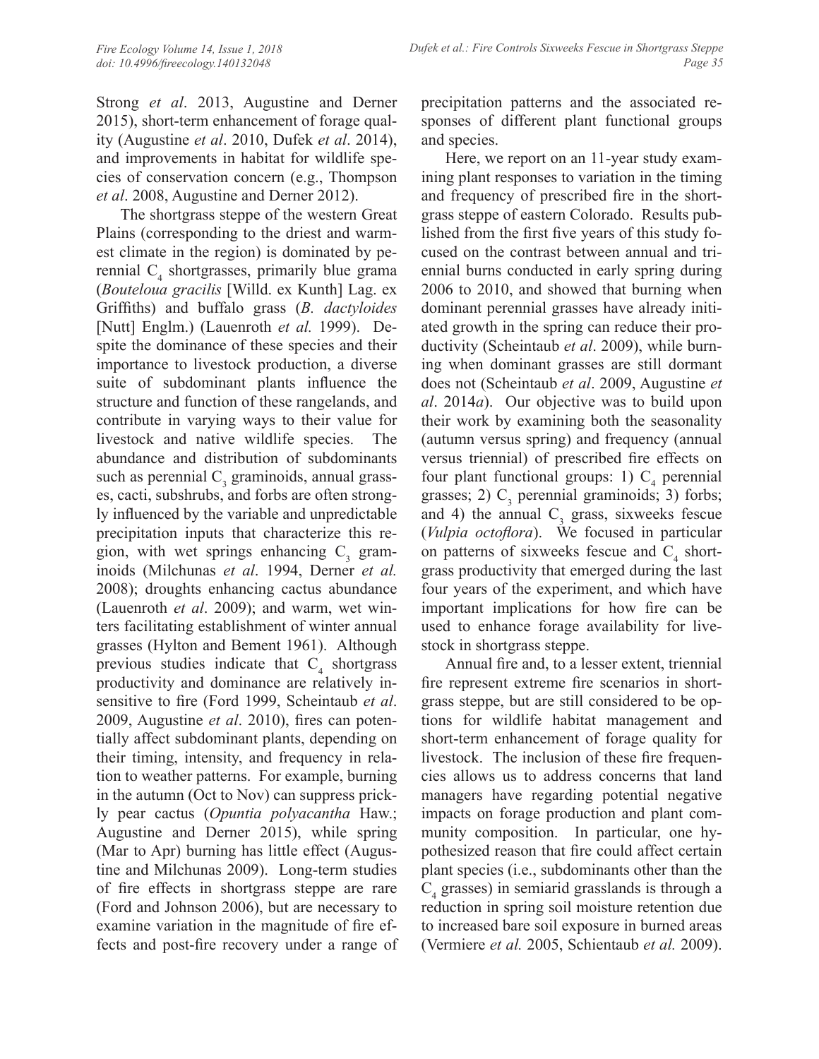Strong *et al*. 2013, Augustine and Derner 2015), short-term enhancement of forage quality (Augustine *et al*. 2010, Dufek *et al*. 2014), and improvements in habitat for wildlife species of conservation concern (e.g., Thompson *et al*. 2008, Augustine and Derner 2012).

The shortgrass steppe of the western Great Plains (corresponding to the driest and warmest climate in the region) is dominated by perennial $C_4$ shortgrasses, primarily blue grama (*Bouteloua gracilis* [Willd. ex Kunth] Lag. ex Griffiths) and buffalo grass (*B. dactyloides* [Nutt] Englm.) (Lauenroth *et al.* 1999). Despite the dominance of these species and their importance to livestock production, a diverse suite of subdominant plants influence the structure and function of these rangelands, and contribute in varying ways to their value for livestock and native wildlife species. The abundance and distribution of subdominants such as perennial $C_3$ graminoids, annual grasses, cacti, subshrubs, and forbs are often strongly influenced by the variable and unpredictable precipitation inputs that characterize this region, with wet springs enhancing $C_3$ graminoids (Milchunas *et al*. 1994, Derner *et al.* 2008); droughts enhancing cactus abundance (Lauenroth *et al*. 2009); and warm, wet winters facilitating establishment of winter annual grasses (Hylton and Bement 1961). Although previous studies indicate that $C_4$ shortgrass productivity and dominance are relatively insensitive to fire (Ford 1999, Scheintaub *et al*. 2009, Augustine *et al*. 2010), fires can potentially affect subdominant plants, depending on their timing, intensity, and frequency in relation to weather patterns. For example, burning in the autumn (Oct to Nov) can suppress prickly pear cactus (*Opuntia polyacantha* Haw.; Augustine and Derner 2015), while spring (Mar to Apr) burning has little effect (Augustine and Milchunas 2009). Long-term studies of fire effects in shortgrass steppe are rare (Ford and Johnson 2006), but are necessary to examine variation in the magnitude of fire effects and post-fire recovery under a range of precipitation patterns and the associated responses of different plant functional groups and species.

Here, we report on an 11-year study examining plant responses to variation in the timing and frequency of prescribed fire in the shortgrass steppe of eastern Colorado. Results published from the first five years of this study focused on the contrast between annual and triennial burns conducted in early spring during 2006 to 2010, and showed that burning when dominant perennial grasses have already initiated growth in the spring can reduce their productivity (Scheintaub *et al*. 2009), while burning when dominant grasses are still dormant does not (Scheintaub *et al*. 2009, Augustine *et al*. 2014*a*). Our objective was to build upon their work by examining both the seasonality (autumn versus spring) and frequency (annual versus triennial) of prescribed fire effects on four plant functional groups: 1) $C_4$ perennial grasses; 2) $C_3$ perennial graminoids; 3) forbs; and 4) the annual $C_3$ grass, sixweeks fescue (*Vulpia octoflora*). We focused in particular on patterns of sixweeks fescue and $C_4$ shortgrass productivity that emerged during the last four years of the experiment, and which have important implications for how fire can be used to enhance forage availability for livestock in shortgrass steppe.

Annual fire and, to a lesser extent, triennial fire represent extreme fire scenarios in shortgrass steppe, but are still considered to be options for wildlife habitat management and short-term enhancement of forage quality for livestock. The inclusion of these fire frequencies allows us to address concerns that land managers have regarding potential negative impacts on forage production and plant community composition. In particular, one hypothesized reason that fire could affect certain plant species (i.e., subdominants other than the $C_4$ grasses) in semiarid grasslands is through a reduction in spring soil moisture retention due to increased bare soil exposure in burned areas (Vermiere *et al.* 2005, Schientaub *et al.* 2009).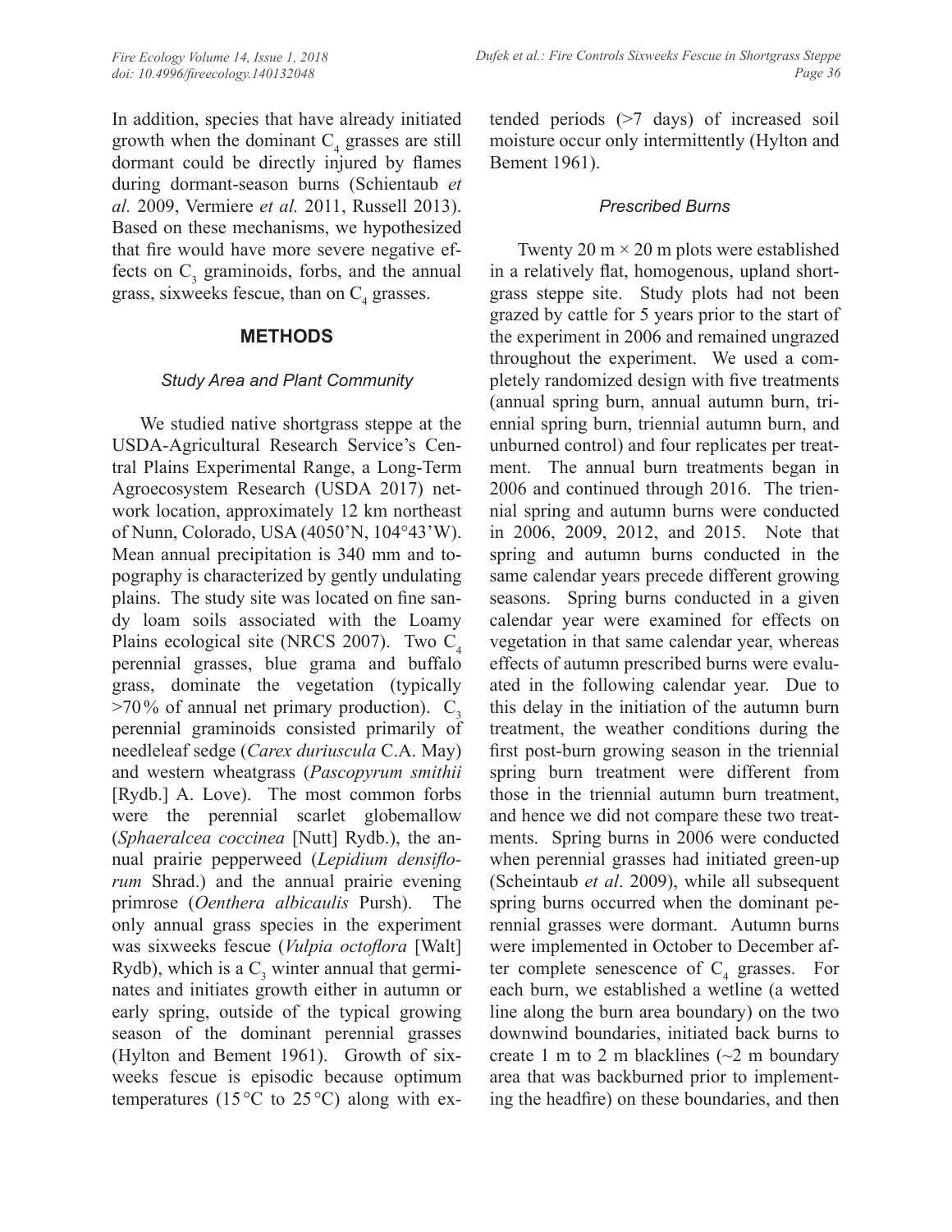In addition, species that have already initiated growth when the dominant $C_4$ grasses are still dormant could be directly injured by flames during dormant-season burns (Schientaub *et al.* 2009, Vermiere *et al.* 2011, Russell 2013). Based on these mechanisms, we hypothesized that fire would have more severe negative effects on $C_3$ graminoids, forbs, and the annual grass, sixweeks fescue, than on $C_4$ grasses.

## METHODS

### *Study Area and Plant Community*

We studied native shortgrass steppe at the USDA-Agricultural Research Service's Central Plains Experimental Range, a Long-Term Agroecosystem Research (USDA 2017) network location, approximately 12 km northeast of Nunn, Colorado, USA (4050'N, 104°43'W). Mean annual precipitation is 340 mm and topography is characterized by gently undulating plains. The study site was located on fine sandy loam soils associated with the Loamy Plains ecological site (NRCS 2007). Two $C_4$ perennial grasses, blue grama and buffalo grass, dominate the vegetation (typically >70% of annual net primary production). $C_3$ perennial graminoids consisted primarily of needleleaf sedge (*Carex duriuscula* C.A. May) and western wheatgrass (*Pascopyrum smithii* [Rydb.] A. Love). The most common forbs were the perennial scarlet globemallow (*Sphaeralcea coccinea* [Nutt] Rydb.), the annual prairie pepperweed (*Lepidium densiflorum* Shrad.) and the annual prairie evening primrose (*Oenthera albicaulis* Pursh). The only annual grass species in the experiment was sixweeks fescue (*Vulpia octoflora* [Walt] Rydb), which is a $C_3$ winter annual that germinates and initiates growth either in autumn or early spring, outside of the typical growing season of the dominant perennial grasses (Hylton and Bement 1961). Growth of sixweeks fescue is episodic because optimum temperatures (15 °C to 25 °C) along with extended periods (>7 days) of increased soil moisture occur only intermittently (Hylton and Bement 1961).

### *Prescribed Burns*

Twenty 20 m × 20 m plots were established in a relatively flat, homogenous, upland shortgrass steppe site. Study plots had not been grazed by cattle for 5 years prior to the start of the experiment in 2006 and remained ungrazed throughout the experiment. We used a completely randomized design with five treatments (annual spring burn, annual autumn burn, triennial spring burn, triennial autumn burn, and unburned control) and four replicates per treatment. The annual burn treatments began in 2006 and continued through 2016. The triennial spring and autumn burns were conducted in 2006, 2009, 2012, and 2015. Note that spring and autumn burns conducted in the same calendar years precede different growing seasons. Spring burns conducted in a given calendar year were examined for effects on vegetation in that same calendar year, whereas effects of autumn prescribed burns were evaluated in the following calendar year. Due to this delay in the initiation of the autumn burn treatment, the weather conditions during the first post-burn growing season in the triennial spring burn treatment were different from those in the triennial autumn burn treatment, and hence we did not compare these two treatments. Spring burns in 2006 were conducted when perennial grasses had initiated green-up (Scheintaub *et al*. 2009), while all subsequent spring burns occurred when the dominant perennial grasses were dormant. Autumn burns were implemented in October to December after complete senescence of $C_4$ grasses. For each burn, we established a wetline (a wetted line along the burn area boundary) on the two downwind boundaries, initiated back burns to create 1 m to 2 m blacklines (~2 m boundary area that was backburned prior to implementing the headfire) on these boundaries, and then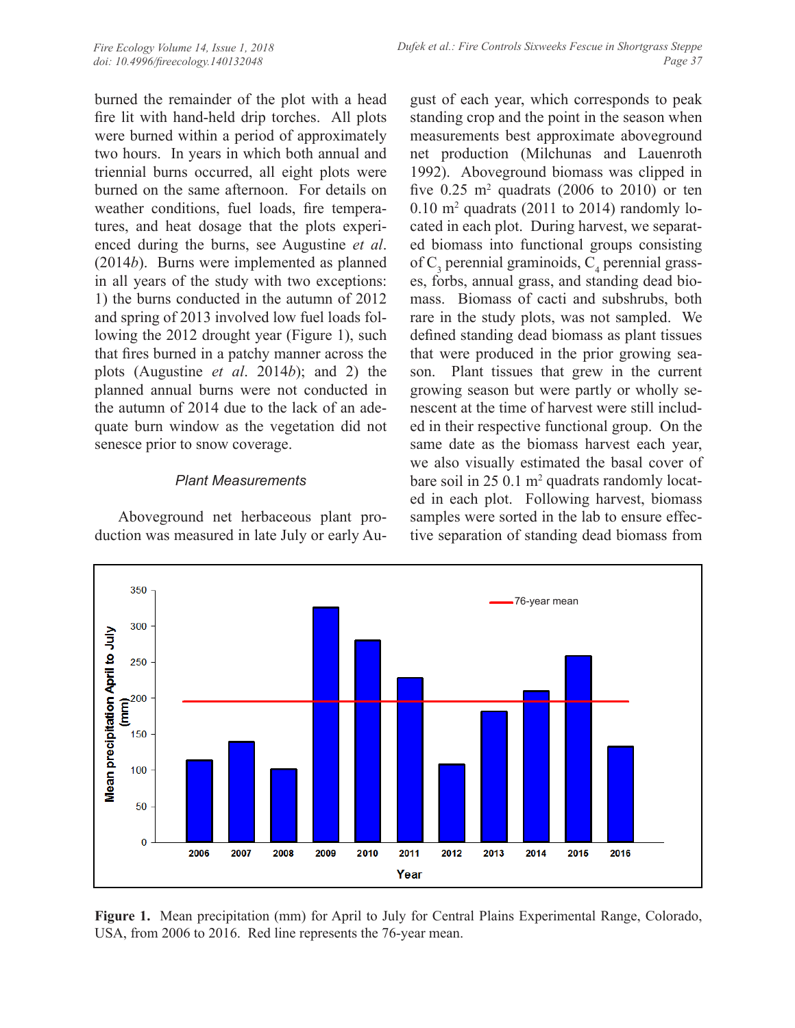burned the remainder of the plot with a head fire lit with hand-held drip torches. All plots were burned within a period of approximately two hours. In years in which both annual and triennial burns occurred, all eight plots were burned on the same afternoon. For details on weather conditions, fuel loads, fire temperatures, and heat dosage that the plots experienced during the burns, see Augustine *et al*. (2014*b*). Burns were implemented as planned in all years of the study with two exceptions: 1) the burns conducted in the autumn of 2012 and spring of 2013 involved low fuel loads following the 2012 drought year (Figure 1), such that fires burned in a patchy manner across the plots (Augustine *et al*. 2014*b*); and 2) the planned annual burns were not conducted in the autumn of 2014 due to the lack of an adequate burn window as the vegetation did not senesce prior to snow coverage.

### Plant Measurements

Aboveground net herbaceous plant production was measured in late July or early August of each year, which corresponds to peak standing crop and the point in the season when measurements best approximate aboveground net production (Milchunas and Lauenroth 1992). Aboveground biomass was clipped in five 0.25 $m^2$ quadrats (2006 to 2010) or ten 0.10 $m^2$ quadrats (2011 to 2014) randomly located in each plot. During harvest, we separated biomass into functional groups consisting of $C_3$ perennial graminoids, $C_4$ perennial grasses, forbs, annual grass, and standing dead biomass. Biomass of cacti and subshrubs, both rare in the study plots, was not sampled. We defined standing dead biomass as plant tissues that were produced in the prior growing season. Plant tissues that grew in the current growing season but were partly or wholly senescent at the time of harvest were still included in their respective functional group. On the same date as the biomass harvest each year, we also visually estimated the basal cover of bare soil in 25 0.1 $m^2$ quadrats randomly located in each plot. Following harvest, biomass samples were sorted in the lab to ensure effective separation of standing dead biomass from

**Figure 1.** Mean precipitation (mm) for April to July for Central Plains Experimental Range, Colorado, USA, from 2006 to 2016. Red line represents the 76-year mean.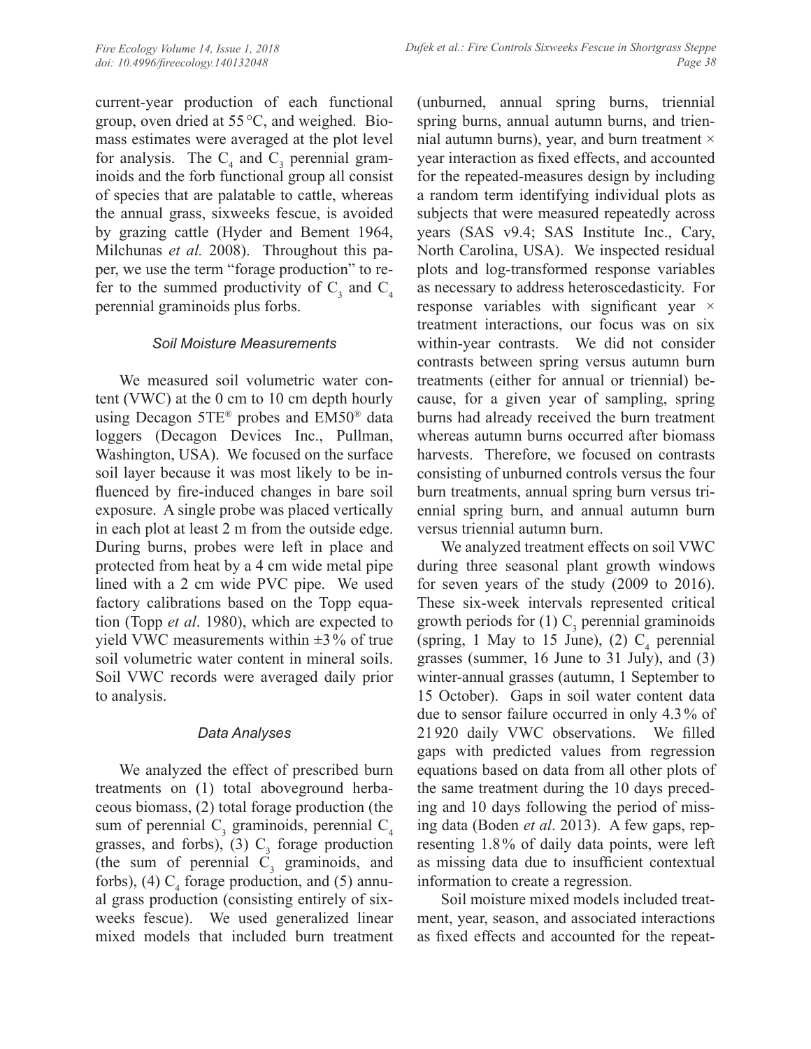current-year production of each functional group, oven dried at 55 °C, and weighed. Biomass estimates were averaged at the plot level for analysis. The $C_4$ and $C_3$ perennial graminoids and the forb functional group all consist of species that are palatable to cattle, whereas the annual grass, sixweeks fescue, is avoided by grazing cattle (Hyder and Bement 1964, Milchunas *et al.* 2008). Throughout this paper, we use the term "forage production" to refer to the summed productivity of $C_3$ and $C_4$ perennial graminoids plus forbs.

### *Soil Moisture Measurements*

We measured soil volumetric water content (VWC) at the 0 cm to 10 cm depth hourly using Decagon 5TE® probes and EM50® data loggers (Decagon Devices Inc., Pullman, Washington, USA). We focused on the surface soil layer because it was most likely to be influenced by fire-induced changes in bare soil exposure. A single probe was placed vertically in each plot at least 2 m from the outside edge. During burns, probes were left in place and protected from heat by a 4 cm wide metal pipe lined with a 2 cm wide PVC pipe. We used factory calibrations based on the Topp equation (Topp *et al*. 1980), which are expected to yield VWC measurements within ±3 % of true soil volumetric water content in mineral soils. Soil VWC records were averaged daily prior to analysis.

### *Data Analyses*

We analyzed the effect of prescribed burn treatments on (1) total aboveground herbaceous biomass, (2) total forage production (the sum of perennial $C_3$ graminoids, perennial $C_4$ grasses, and forbs), (3) $C_3$ forage production (the sum of perennial $C_3$ graminoids, and forbs), (4) $C_4$ forage production, and (5) annual grass production (consisting entirely of sixweeks fescue). We used generalized linear mixed models that included burn treatment (unburned, annual spring burns, triennial spring burns, annual autumn burns, and triennial autumn burns), year, and burn treatment × year interaction as fixed effects, and accounted for the repeated-measures design by including a random term identifying individual plots as subjects that were measured repeatedly across years (SAS v9.4; SAS Institute Inc., Cary, North Carolina, USA). We inspected residual plots and log-transformed response variables as necessary to address heteroscedasticity. For response variables with significant year × treatment interactions, our focus was on six within-year contrasts. We did not consider contrasts between spring versus autumn burn treatments (either for annual or triennial) because, for a given year of sampling, spring burns had already received the burn treatment whereas autumn burns occurred after biomass harvests. Therefore, we focused on contrasts consisting of unburned controls versus the four burn treatments, annual spring burn versus triennial spring burn, and annual autumn burn versus triennial autumn burn.

We analyzed treatment effects on soil VWC during three seasonal plant growth windows for seven years of the study (2009 to 2016). These six-week intervals represented critical growth periods for (1) $C_3$ perennial graminoids (spring, 1 May to 15 June), (2) $C_4$ perennial grasses (summer, 16 June to 31 July), and (3) winter-annual grasses (autumn, 1 September to 15 October). Gaps in soil water content data due to sensor failure occurred in only 4.3 % of 21 920 daily VWC observations. We filled gaps with predicted values from regression equations based on data from all other plots of the same treatment during the 10 days preceding and 10 days following the period of missing data (Boden *et al*. 2013). A few gaps, representing 1.8 % of daily data points, were left as missing data due to insufficient contextual information to create a regression.

Soil moisture mixed models included treatment, year, season, and associated interactions as fixed effects and accounted for the repeat-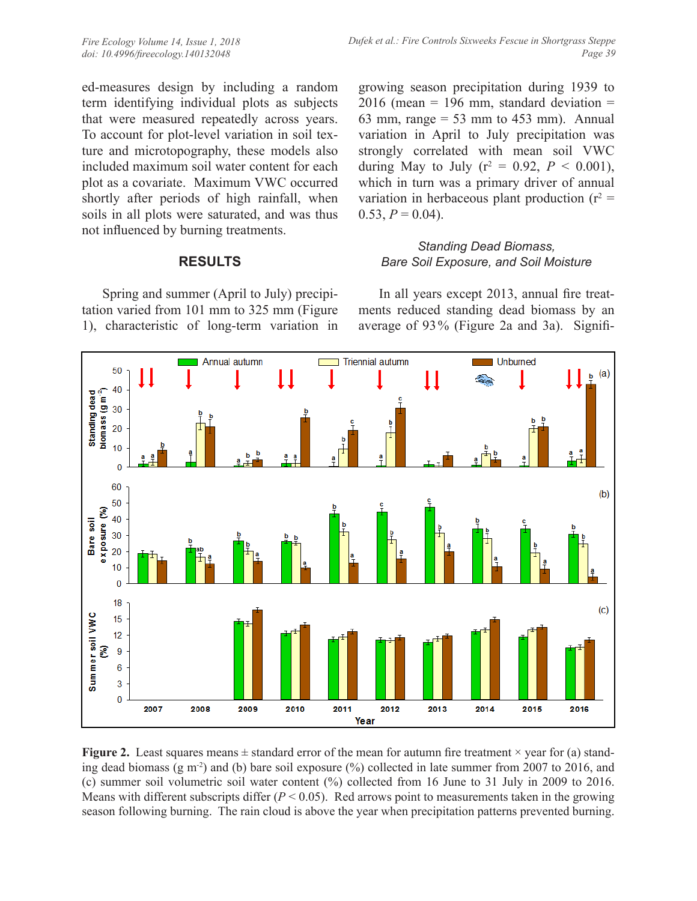ed-measures design by including a random term identifying individual plots as subjects that were measured repeatedly across years. To account for plot-level variation in soil texture and microtopography, these models also included maximum soil water content for each plot as a covariate. Maximum VWC occurred shortly after periods of high rainfall, when soils in all plots were saturated, and was thus not influenced by burning treatments.

## RESULTS

Spring and summer (April to July) precipitation varied from 101 mm to 325 mm (Figure 1), characteristic of long-term variation in growing season precipitation during 1939 to 2016 (mean = 196 mm, standard deviation = 63 mm, range = 53 mm to 453 mm). Annual variation in April to July precipitation was strongly correlated with mean soil VWC during May to July ($r^2$ = 0.92, $P$ < 0.001), which in turn was a primary driver of annual variation in herbaceous plant production ($r^2$ = 0.53, $P$ = 0.04).

### *Standing Dead Biomass, Bare Soil Exposure, and Soil Moisture*

In all years except 2013, annual fire treatments reduced standing dead biomass by an average of 93% (Figure 2a and 3a). Signifi-

**Figure 2.** Least squares means ± standard error of the mean for autumn fire treatment × year for (a) standing dead biomass (g m$^{-2}$) and (b) bare soil exposure (%) collected in late summer from 2007 to 2016, and (c) summer soil volumetric soil water content (%) collected from 16 June to 31 July in 2009 to 2016. Means with different subscripts differ ($P$ < 0.05). Red arrows point to measurements taken in the growing season following burning. The rain cloud is above the year when precipitation patterns prevented burning.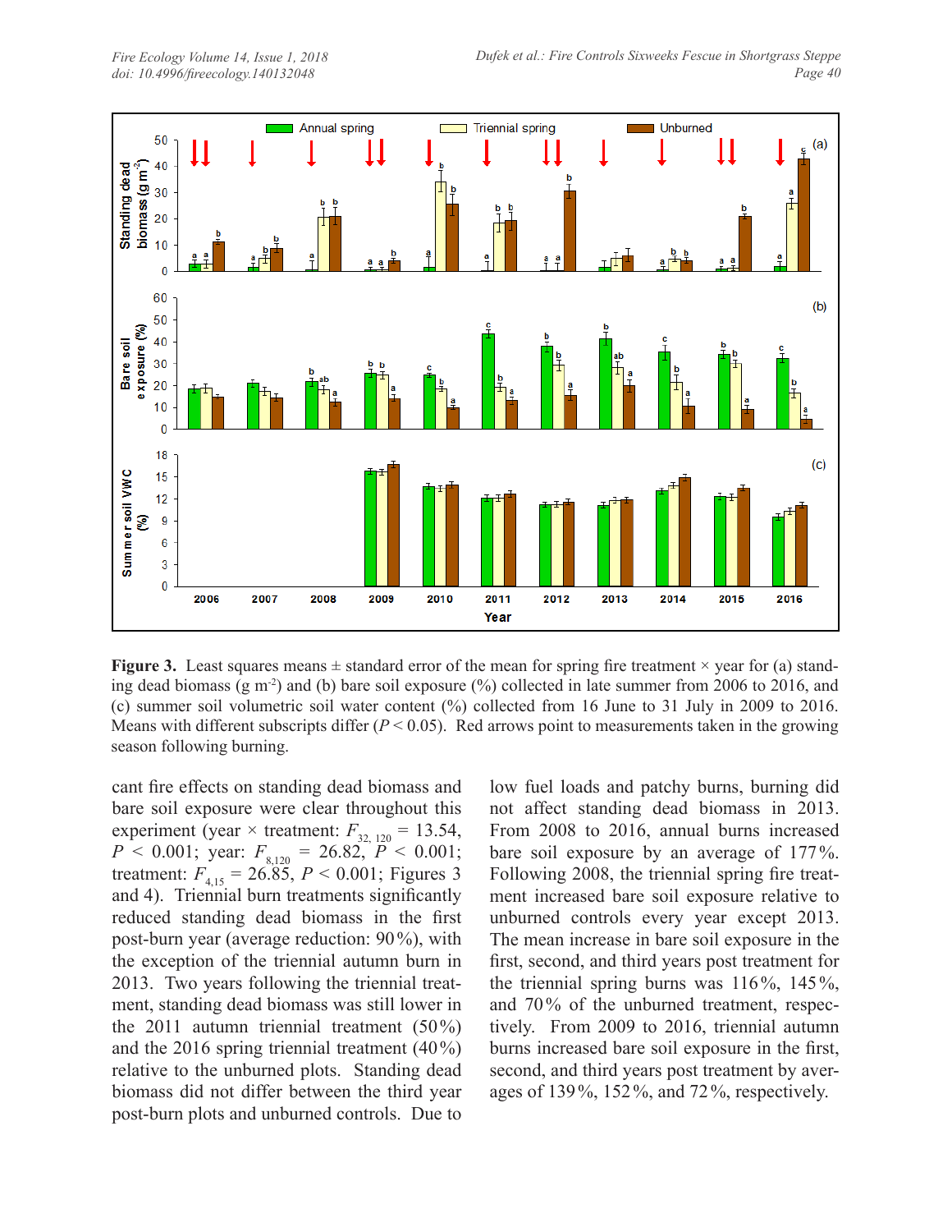**Figure 3.** Least squares means ± standard error of the mean for spring fire treatment × year for (a) standing dead biomass (g m$^{-2}$) and (b) bare soil exposure (%) collected in late summer from 2006 to 2016, and (c) summer soil volumetric soil water content (%) collected from 16 June to 31 July in 2009 to 2016. Means with different subscripts differ ($P < 0.05$). Red arrows point to measurements taken in the growing season following burning.

cant fire effects on standing dead biomass and bare soil exposure were clear throughout this experiment (year × treatment: $F_{32,\,120} = 13.54$, $P < 0.001$; year: $F_{8,120} = 26.82$, $P < 0.001$; treatment: $F_{4,15} = 26.85$, $P < 0.001$; Figures 3 and 4). Triennial burn treatments significantly reduced standing dead biomass in the first post-burn year (average reduction: 90%), with the exception of the triennial autumn burn in 2013. Two years following the triennial treatment, standing dead biomass was still lower in the 2011 autumn triennial treatment (50%) and the 2016 spring triennial treatment (40%) relative to the unburned plots. Standing dead biomass did not differ between the third year post-burn plots and unburned controls. Due to low fuel loads and patchy burns, burning did not affect standing dead biomass in 2013. From 2008 to 2016, annual burns increased bare soil exposure by an average of 177%. Following 2008, the triennial spring fire treatment increased bare soil exposure relative to unburned controls every year except 2013. The mean increase in bare soil exposure in the first, second, and third years post treatment for the triennial spring burns was 116%, 145%, and 70% of the unburned treatment, respectively. From 2009 to 2016, triennial autumn burns increased bare soil exposure in the first, second, and third years post treatment by averages of 139%, 152%, and 72%, respectively.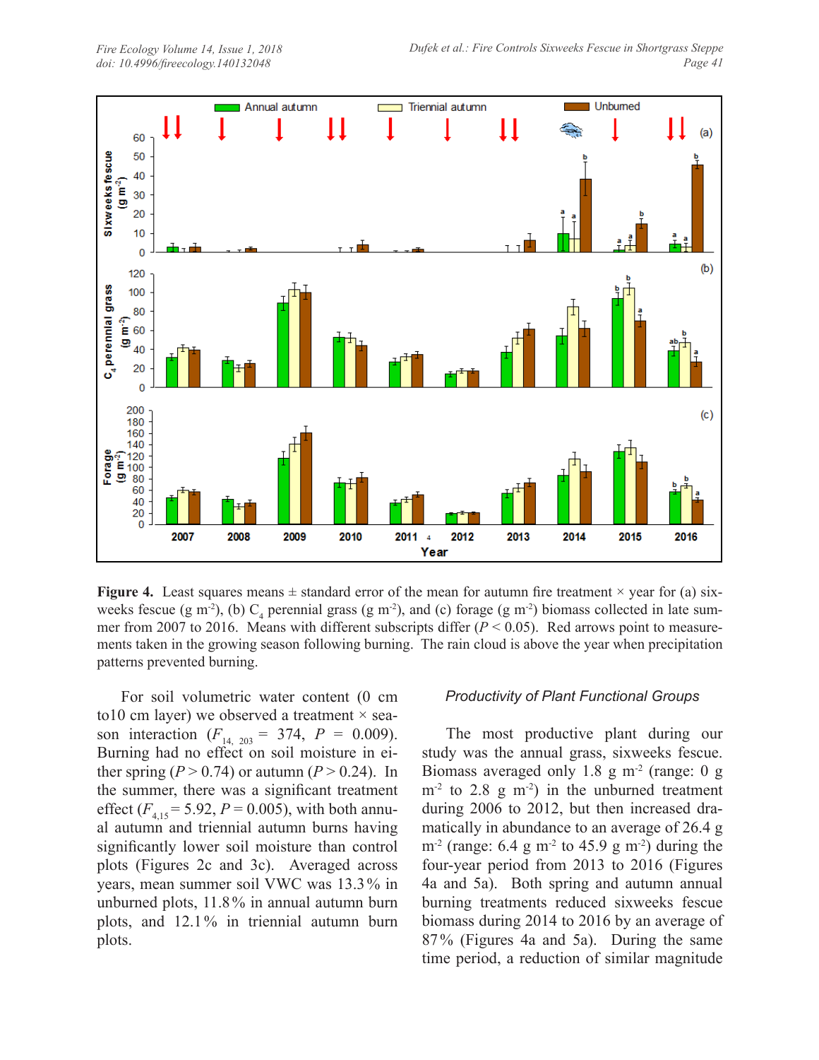**Figure 4.** Least squares means ± standard error of the mean for autumn fire treatment × year for (a) sixweeks fescue (g m$^{-2}$), (b) $C_4$ perennial grass (g m$^{-2}$), and (c) forage (g m$^{-2}$) biomass collected in late summer from 2007 to 2016. Means with different subscripts differ ($P < 0.05$). Red arrows point to measurements taken in the growing season following burning. The rain cloud is above the year when precipitation patterns prevented burning.

For soil volumetric water content (0 cm to10 cm layer) we observed a treatment × season interaction ($F_{14,\ 203} = 374$, $P = 0.009$). Burning had no effect on soil moisture in either spring ($P > 0.74$) or autumn ($P > 0.24$). In the summer, there was a significant treatment effect ($F_{4,15} = 5.92$, $P = 0.005$), with both annual autumn and triennial autumn burns having significantly lower soil moisture than control plots (Figures 2c and 3c). Averaged across years, mean summer soil VWC was 13.3% in unburned plots, 11.8% in annual autumn burn plots, and 12.1% in triennial autumn burn plots.

### *Productivity of Plant Functional Groups*

The most productive plant during our study was the annual grass, sixweeks fescue. Biomass averaged only 1.8 g m$^{-2}$ (range: 0 g m$^{-2}$ to 2.8 g m$^{-2}$) in the unburned treatment during 2006 to 2012, but then increased dramatically in abundance to an average of 26.4 g m$^{-2}$ (range: 6.4 g m$^{-2}$ to 45.9 g m$^{-2}$) during the four-year period from 2013 to 2016 (Figures 4a and 5a). Both spring and autumn annual burning treatments reduced sixweeks fescue biomass during 2014 to 2016 by an average of 87% (Figures 4a and 5a). During the same time period, a reduction of similar magnitude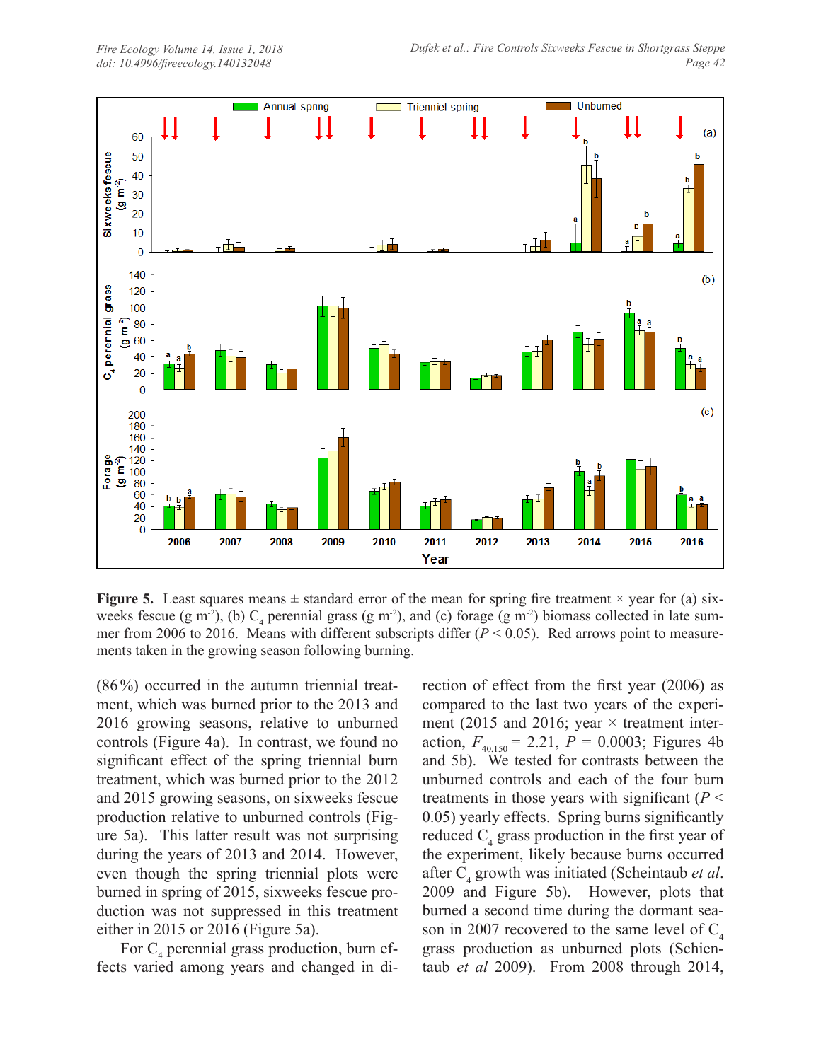**Figure 5.** Least squares means ± standard error of the mean for spring fire treatment × year for (a) sixweeks fescue (g m$^{-2}$), (b) $C_4$ perennial grass (g m$^{-2}$), and (c) forage (g m$^{-2}$) biomass collected in late summer from 2006 to 2016. Means with different subscripts differ ($P < 0.05$). Red arrows point to measurements taken in the growing season following burning.

(86 %) occurred in the autumn triennial treatment, which was burned prior to the 2013 and 2016 growing seasons, relative to unburned controls (Figure 4a). In contrast, we found no significant effect of the spring triennial burn treatment, which was burned prior to the 2012 and 2015 growing seasons, on sixweeks fescue production relative to unburned controls (Figure 5a). This latter result was not surprising during the years of 2013 and 2014. However, even though the spring triennial plots were burned in spring of 2015, sixweeks fescue production was not suppressed in this treatment either in 2015 or 2016 (Figure 5a).

For $C_4$ perennial grass production, burn effects varied among years and changed in direction of effect from the first year (2006) as compared to the last two years of the experiment (2015 and 2016; year × treatment interaction, $F_{40,150} = 2.21$, $P = 0.0003$; Figures 4b and 5b). We tested for contrasts between the unburned controls and each of the four burn treatments in those years with significant ($P < 0.05$) yearly effects. Spring burns significantly reduced $C_4$ grass production in the first year of the experiment, likely because burns occurred after $C_4$ growth was initiated (Scheintaub *et al*. 2009 and Figure 5b). However, plots that burned a second time during the dormant season in 2007 recovered to the same level of $C_4$ grass production as unburned plots (Schientaub *et al* 2009). From 2008 through 2014,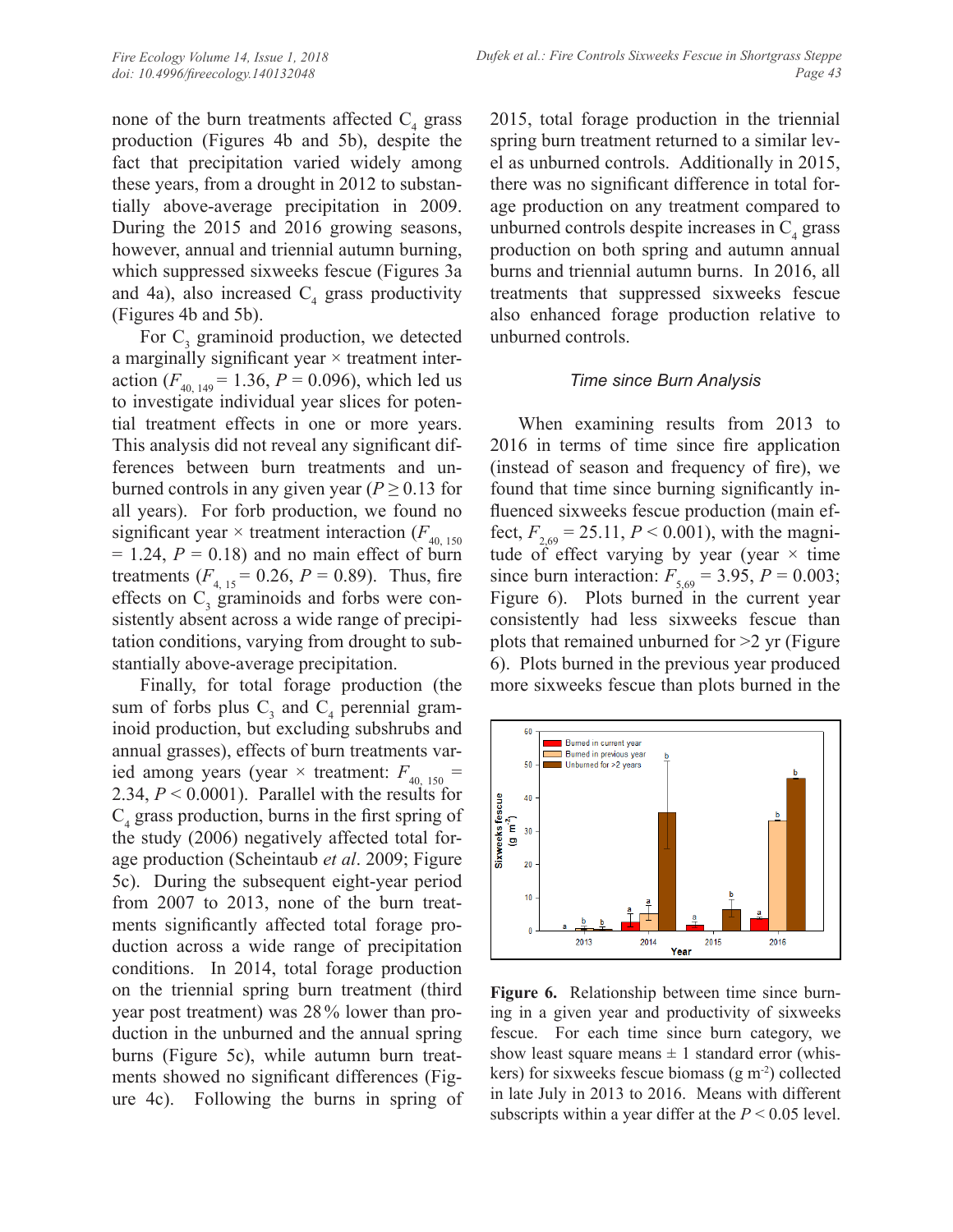none of the burn treatments affected $C_4$ grass production (Figures 4b and 5b), despite the fact that precipitation varied widely among these years, from a drought in 2012 to substantially above-average precipitation in 2009. During the 2015 and 2016 growing seasons, however, annual and triennial autumn burning, which suppressed sixweeks fescue (Figures 3a and 4a), also increased $C_4$ grass productivity (Figures 4b and 5b).

For $C_3$ graminoid production, we detected a marginally significant year × treatment interaction ($F_{40,149} = 1.36$, $P = 0.096$), which led us to investigate individual year slices for potential treatment effects in one or more years. This analysis did not reveal any significant differences between burn treatments and unburned controls in any given year ($P \geq 0.13$ for all years). For forb production, we found no significant year × treatment interaction ($F_{40,150} = 1.24$, $P = 0.18$) and no main effect of burn treatments ($F_{4,15} = 0.26$, $P = 0.89$). Thus, fire effects on $C_3$ graminoids and forbs were consistently absent across a wide range of precipitation conditions, varying from drought to substantially above-average precipitation.

Finally, for total forage production (the sum of forbs plus $C_3$ and $C_4$ perennial graminoid production, but excluding subshrubs and annual grasses), effects of burn treatments varied among years (year × treatment: $F_{40,150} = 2.34$, $P < 0.0001$). Parallel with the results for $C_4$ grass production, burns in the first spring of the study (2006) negatively affected total forage production (Scheintaub *et al*. 2009; Figure 5c). During the subsequent eight-year period from 2007 to 2013, none of the burn treatments significantly affected total forage production across a wide range of precipitation conditions. In 2014, total forage production on the triennial spring burn treatment (third year post treatment) was 28% lower than production in the unburned and the annual spring burns (Figure 5c), while autumn burn treatments showed no significant differences (Figure 4c). Following the burns in spring of 2015, total forage production in the triennial spring burn treatment returned to a similar level as unburned controls. Additionally in 2015, there was no significant difference in total forage production on any treatment compared to unburned controls despite increases in $C_4$ grass production on both spring and autumn annual burns and triennial autumn burns. In 2016, all treatments that suppressed sixweeks fescue also enhanced forage production relative to unburned controls.

### *Time since Burn Analysis*

When examining results from 2013 to 2016 in terms of time since fire application (instead of season and frequency of fire), we found that time since burning significantly influenced sixweeks fescue production (main effect, $F_{2,69} = 25.11$, $P < 0.001$), with the magnitude of effect varying by year (year × time since burn interaction: $F_{5,69} = 3.95$, $P = 0.003$; Figure 6). Plots burned in the current year consistently had less sixweeks fescue than plots that remained unburned for >2 yr (Figure 6). Plots burned in the previous year produced more sixweeks fescue than plots burned in the

**Figure 6.** Relationship between time since burning in a given year and productivity of sixweeks fescue. For each time since burn category, we show least square means ± 1 standard error (whiskers) for sixweeks fescue biomass (g m$^{-2}$) collected in late July in 2013 to 2016. Means with different subscripts within a year differ at the $P < 0.05$ level.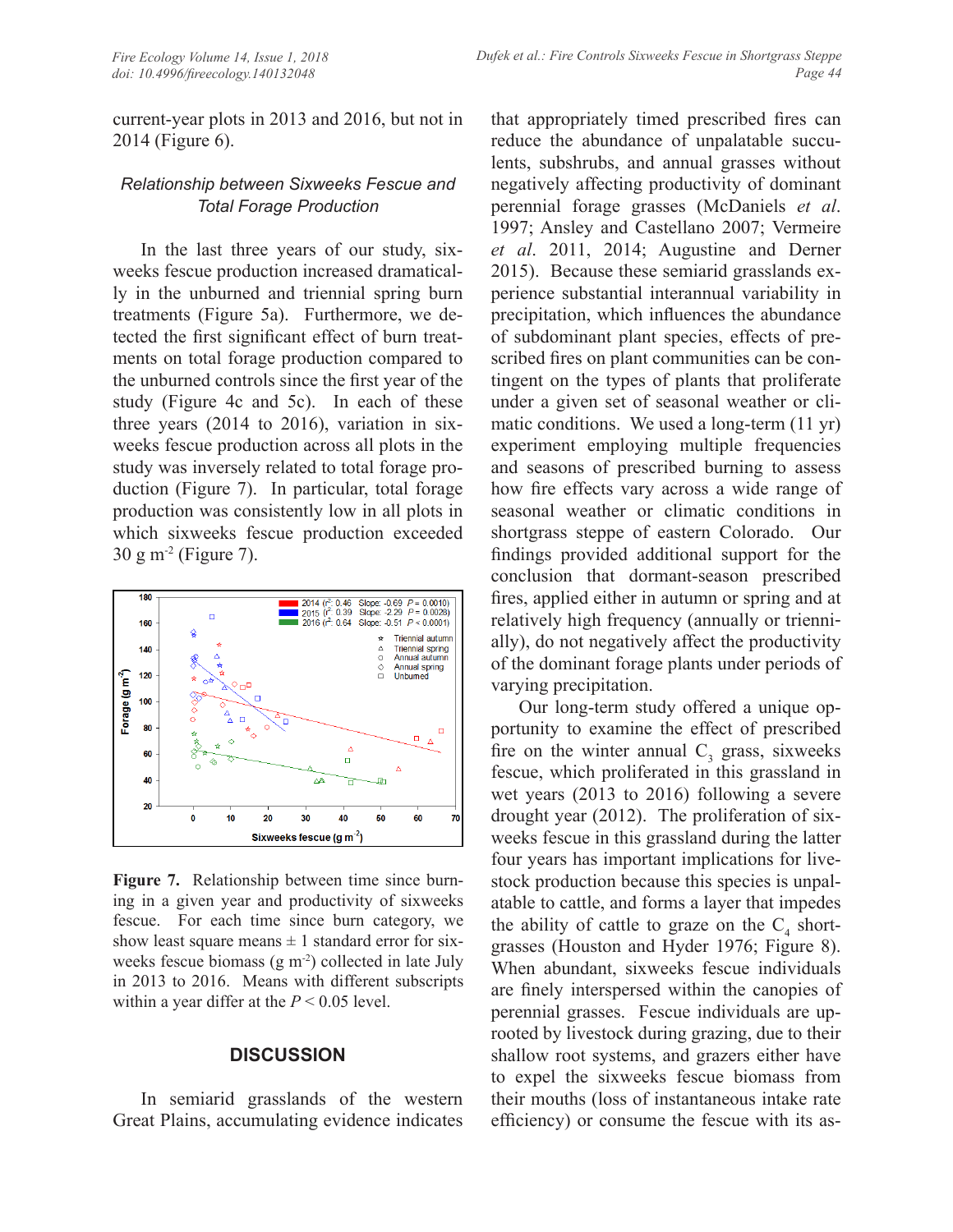current-year plots in 2013 and 2016, but not in 2014 (Figure 6).

### *Relationship between Sixweeks Fescue and Total Forage Production*

In the last three years of our study, sixweeks fescue production increased dramatically in the unburned and triennial spring burn treatments (Figure 5a). Furthermore, we detected the first significant effect of burn treatments on total forage production compared to the unburned controls since the first year of the study (Figure 4c and 5c). In each of these three years (2014 to 2016), variation in sixweeks fescue production across all plots in the study was inversely related to total forage production (Figure 7). In particular, total forage production was consistently low in all plots in which sixweeks fescue production exceeded 30 g m$^{-2}$ (Figure 7).

**Figure 7.** Relationship between time since burning in a given year and productivity of sixweeks fescue. For each time since burn category, we show least square means ± 1 standard error for sixweeks fescue biomass (g m$^{-2}$) collected in late July in 2013 to 2016. Means with different subscripts within a year differ at the $P < 0.05$ level.

## DISCUSSION

In semiarid grasslands of the western Great Plains, accumulating evidence indicates that appropriately timed prescribed fires can reduce the abundance of unpalatable succulents, subshrubs, and annual grasses without negatively affecting productivity of dominant perennial forage grasses (McDaniels *et al*. 1997; Ansley and Castellano 2007; Vermeire *et al*. 2011, 2014; Augustine and Derner 2015). Because these semiarid grasslands experience substantial interannual variability in precipitation, which influences the abundance of subdominant plant species, effects of prescribed fires on plant communities can be contingent on the types of plants that proliferate under a given set of seasonal weather or climatic conditions. We used a long-term (11 yr) experiment employing multiple frequencies and seasons of prescribed burning to assess how fire effects vary across a wide range of seasonal weather or climatic conditions in shortgrass steppe of eastern Colorado. Our findings provided additional support for the conclusion that dormant-season prescribed fires, applied either in autumn or spring and at relatively high frequency (annually or triennially), do not negatively affect the productivity of the dominant forage plants under periods of varying precipitation.

Our long-term study offered a unique opportunity to examine the effect of prescribed fire on the winter annual $C_3$ grass, sixweeks fescue, which proliferated in this grassland in wet years (2013 to 2016) following a severe drought year (2012). The proliferation of sixweeks fescue in this grassland during the latter four years has important implications for livestock production because this species is unpalatable to cattle, and forms a layer that impedes the ability of cattle to graze on the $C_4$ shortgrasses (Houston and Hyder 1976; Figure 8). When abundant, sixweeks fescue individuals are finely interspersed within the canopies of perennial grasses. Fescue individuals are uprooted by livestock during grazing, due to their shallow root systems, and grazers either have to expel the sixweeks fescue biomass from their mouths (loss of instantaneous intake rate efficiency) or consume the fescue with its as-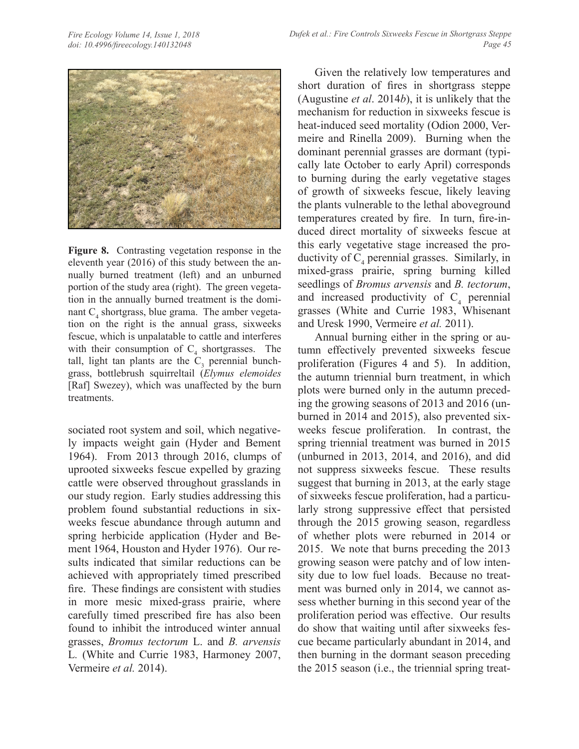**Figure 8.** Contrasting vegetation response in the eleventh year (2016) of this study between the annually burned treatment (left) and an unburned portion of the study area (right). The green vegetation in the annually burned treatment is the dominant $C_4$ shortgrass, blue grama. The amber vegetation on the right is the annual grass, sixweeks fescue, which is unpalatable to cattle and interferes with their consumption of $C_4$ shortgrasses. The tall, light tan plants are the $C_3$ perennial bunchgrass, bottlebrush squirreltail (*Elymus elemoides* [Raf] Swezey), which was unaffected by the burn treatments.

sociated root system and soil, which negatively impacts weight gain (Hyder and Bement 1964). From 2013 through 2016, clumps of uprooted sixweeks fescue expelled by grazing cattle were observed throughout grasslands in our study region. Early studies addressing this problem found substantial reductions in sixweeks fescue abundance through autumn and spring herbicide application (Hyder and Bement 1964, Houston and Hyder 1976). Our results indicated that similar reductions can be achieved with appropriately timed prescribed fire. These findings are consistent with studies in more mesic mixed-grass prairie, where carefully timed prescribed fire has also been found to inhibit the introduced winter annual grasses, *Bromus tectorum* L. and *B. arvensis* L. (White and Currie 1983, Harmoney 2007, Vermeire *et al.* 2014).

Given the relatively low temperatures and short duration of fires in shortgrass steppe (Augustine *et al*. 2014*b*), it is unlikely that the mechanism for reduction in sixweeks fescue is heat-induced seed mortality (Odion 2000, Vermeire and Rinella 2009). Burning when the dominant perennial grasses are dormant (typically late October to early April) corresponds to burning during the early vegetative stages of growth of sixweeks fescue, likely leaving the plants vulnerable to the lethal aboveground temperatures created by fire. In turn, fire-induced direct mortality of sixweeks fescue at this early vegetative stage increased the productivity of $C_4$ perennial grasses. Similarly, in mixed-grass prairie, spring burning killed seedlings of *Bromus arvensis* and *B. tectorum*, and increased productivity of $C_4$ perennial grasses (White and Currie 1983, Whisenant and Uresk 1990, Vermeire *et al.* 2011).

Annual burning either in the spring or autumn effectively prevented sixweeks fescue proliferation (Figures 4 and 5). In addition, the autumn triennial burn treatment, in which plots were burned only in the autumn preceding the growing seasons of 2013 and 2016 (unburned in 2014 and 2015), also prevented sixweeks fescue proliferation. In contrast, the spring triennial treatment was burned in 2015 (unburned in 2013, 2014, and 2016), and did not suppress sixweeks fescue. These results suggest that burning in 2013, at the early stage of sixweeks fescue proliferation, had a particularly strong suppressive effect that persisted through the 2015 growing season, regardless of whether plots were reburned in 2014 or 2015. We note that burns preceding the 2013 growing season were patchy and of low intensity due to low fuel loads. Because no treatment was burned only in 2014, we cannot assess whether burning in this second year of the proliferation period was effective. Our results do show that waiting until after sixweeks fescue became particularly abundant in 2014, and then burning in the dormant season preceding the 2015 season (i.e., the triennial spring treat-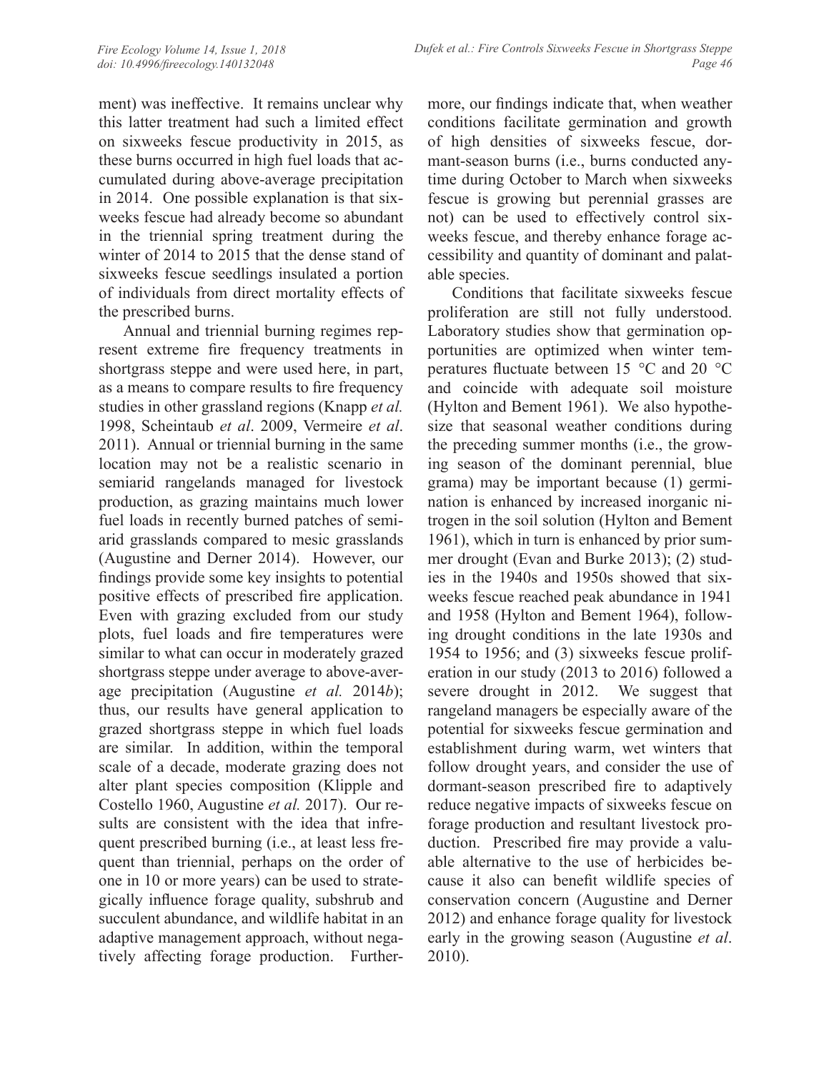ment) was ineffective. It remains unclear why this latter treatment had such a limited effect on sixweeks fescue productivity in 2015, as these burns occurred in high fuel loads that accumulated during above-average precipitation in 2014. One possible explanation is that sixweeks fescue had already become so abundant in the triennial spring treatment during the winter of 2014 to 2015 that the dense stand of sixweeks fescue seedlings insulated a portion of individuals from direct mortality effects of the prescribed burns.

Annual and triennial burning regimes represent extreme fire frequency treatments in shortgrass steppe and were used here, in part, as a means to compare results to fire frequency studies in other grassland regions (Knapp *et al.* 1998, Scheintaub *et al*. 2009, Vermeire *et al*. 2011). Annual or triennial burning in the same location may not be a realistic scenario in semiarid rangelands managed for livestock production, as grazing maintains much lower fuel loads in recently burned patches of semiarid grasslands compared to mesic grasslands (Augustine and Derner 2014). However, our findings provide some key insights to potential positive effects of prescribed fire application. Even with grazing excluded from our study plots, fuel loads and fire temperatures were similar to what can occur in moderately grazed shortgrass steppe under average to above-average precipitation (Augustine *et al.* 2014*b*); thus, our results have general application to grazed shortgrass steppe in which fuel loads are similar. In addition, within the temporal scale of a decade, moderate grazing does not alter plant species composition (Klipple and Costello 1960, Augustine *et al.* 2017). Our results are consistent with the idea that infrequent prescribed burning (i.e., at least less frequent than triennial, perhaps on the order of one in 10 or more years) can be used to strategically influence forage quality, subshrub and succulent abundance, and wildlife habitat in an adaptive management approach, without negatively affecting forage production. Furthermore, our findings indicate that, when weather conditions facilitate germination and growth of high densities of sixweeks fescue, dormant-season burns (i.e., burns conducted anytime during October to March when sixweeks fescue is growing but perennial grasses are not) can be used to effectively control sixweeks fescue, and thereby enhance forage accessibility and quantity of dominant and palatable species.

Conditions that facilitate sixweeks fescue proliferation are still not fully understood. Laboratory studies show that germination opportunities are optimized when winter temperatures fluctuate between 15 °C and 20 °C and coincide with adequate soil moisture (Hylton and Bement 1961). We also hypothesize that seasonal weather conditions during the preceding summer months (i.e., the growing season of the dominant perennial, blue grama) may be important because (1) germination is enhanced by increased inorganic nitrogen in the soil solution (Hylton and Bement 1961), which in turn is enhanced by prior summer drought (Evan and Burke 2013); (2) studies in the 1940s and 1950s showed that sixweeks fescue reached peak abundance in 1941 and 1958 (Hylton and Bement 1964), following drought conditions in the late 1930s and 1954 to 1956; and (3) sixweeks fescue proliferation in our study (2013 to 2016) followed a severe drought in 2012. We suggest that rangeland managers be especially aware of the potential for sixweeks fescue germination and establishment during warm, wet winters that follow drought years, and consider the use of dormant-season prescribed fire to adaptively reduce negative impacts of sixweeks fescue on forage production and resultant livestock production. Prescribed fire may provide a valuable alternative to the use of herbicides because it also can benefit wildlife species of conservation concern (Augustine and Derner 2012) and enhance forage quality for livestock early in the growing season (Augustine *et al*. 2010).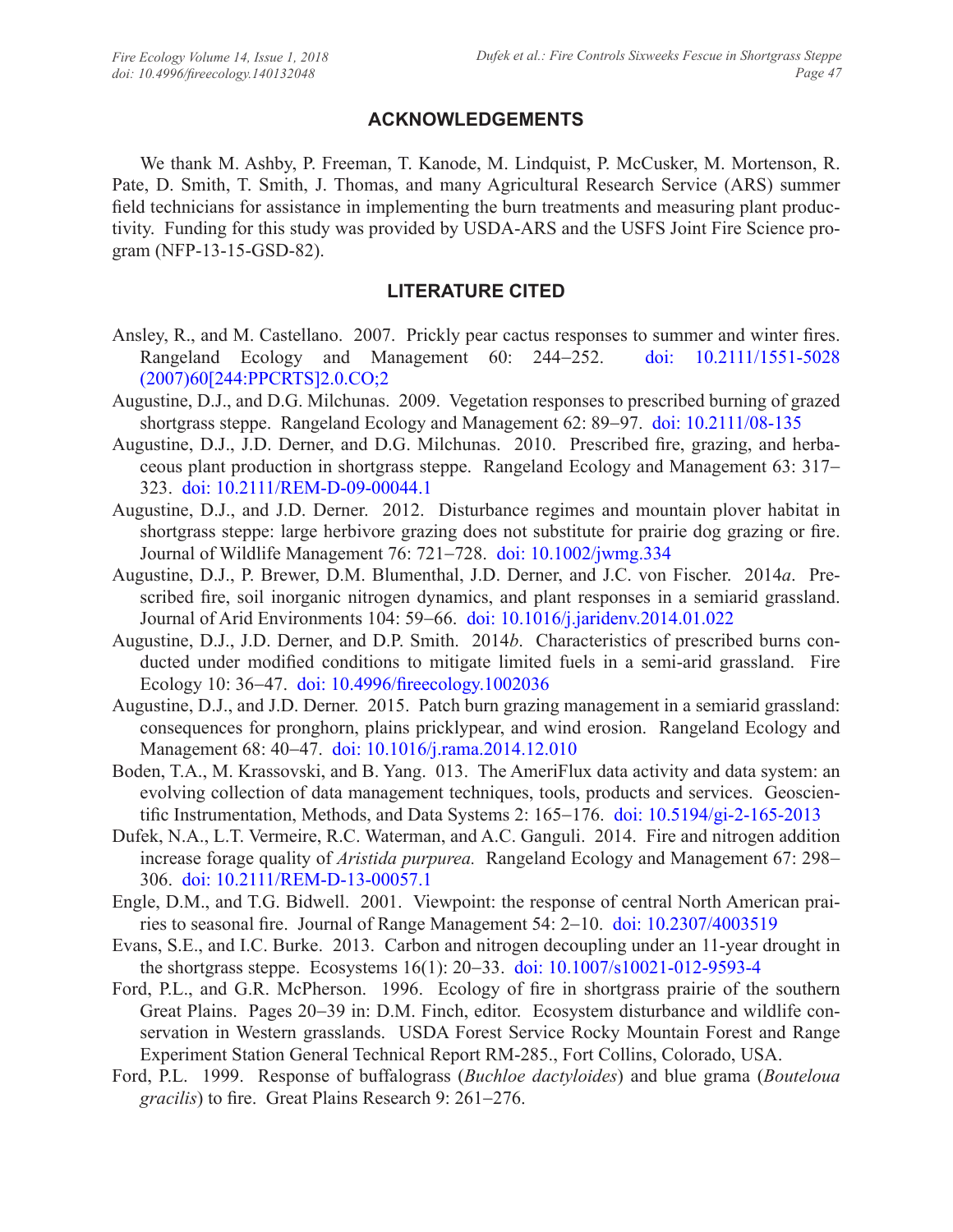## ACKNOWLEDGEMENTS

We thank M. Ashby, P. Freeman, T. Kanode, M. Lindquist, P. McCusker, M. Mortenson, R. Pate, D. Smith, T. Smith, J. Thomas, and many Agricultural Research Service (ARS) summer field technicians for assistance in implementing the burn treatments and measuring plant productivity. Funding for this study was provided by USDA-ARS and the USFS Joint Fire Science program (NFP-13-15-GSD-82).

## LITERATURE CITED

Ansley, R., and M. Castellano. 2007. Prickly pear cactus responses to summer and winter fires. Rangeland Ecology and Management 60: 244–252. doi: 10.2111/1551-5028(2007)60[244:PPCRTS]2.0.CO;2

Augustine, D.J., and D.G. Milchunas. 2009. Vegetation responses to prescribed burning of grazed shortgrass steppe. Rangeland Ecology and Management 62: 89–97. doi: 10.2111/08-135

Augustine, D.J., J.D. Derner, and D.G. Milchunas. 2010. Prescribed fire, grazing, and herbaceous plant production in shortgrass steppe. Rangeland Ecology and Management 63: 317–323. doi: 10.2111/REM-D-09-00044.1

Augustine, D.J., and J.D. Derner. 2012. Disturbance regimes and mountain plover habitat in shortgrass steppe: large herbivore grazing does not substitute for prairie dog grazing or fire. Journal of Wildlife Management 76: 721–728. doi: 10.1002/jwmg.334

Augustine, D.J., P. Brewer, D.M. Blumenthal, J.D. Derner, and J.C. von Fischer. 2014*a*. Prescribed fire, soil inorganic nitrogen dynamics, and plant responses in a semiarid grassland. Journal of Arid Environments 104: 59–66. doi: 10.1016/j.jaridenv.2014.01.022

Augustine, D.J., J.D. Derner, and D.P. Smith. 2014*b*. Characteristics of prescribed burns conducted under modified conditions to mitigate limited fuels in a semi-arid grassland. Fire Ecology 10: 36–47. doi: 10.4996/fireecology.1002036

Augustine, D.J., and J.D. Derner. 2015. Patch burn grazing management in a semiarid grassland: consequences for pronghorn, plains pricklypear, and wind erosion. Rangeland Ecology and Management 68: 40–47. doi: 10.1016/j.rama.2014.12.010

Boden, T.A., M. Krassovski, and B. Yang. 013. The AmeriFlux data activity and data system: an evolving collection of data management techniques, tools, products and services. Geoscientific Instrumentation, Methods, and Data Systems 2: 165–176. doi: 10.5194/gi-2-165-2013

Dufek, N.A., L.T. Vermeire, R.C. Waterman, and A.C. Ganguli. 2014. Fire and nitrogen addition increase forage quality of *Aristida purpurea.* Rangeland Ecology and Management 67: 298–306. doi: 10.2111/REM-D-13-00057.1

Engle, D.M., and T.G. Bidwell. 2001. Viewpoint: the response of central North American prairies to seasonal fire. Journal of Range Management 54: 2–10. doi: 10.2307/4003519

Evans, S.E., and I.C. Burke. 2013. Carbon and nitrogen decoupling under an 11-year drought in the shortgrass steppe. Ecosystems 16(1): 20–33. doi: 10.1007/s10021-012-9593-4

Ford, P.L., and G.R. McPherson. 1996. Ecology of fire in shortgrass prairie of the southern Great Plains. Pages 20–39 in: D.M. Finch, editor. Ecosystem disturbance and wildlife conservation in Western grasslands. USDA Forest Service Rocky Mountain Forest and Range Experiment Station General Technical Report RM-285., Fort Collins, Colorado, USA.

Ford, P.L. 1999. Response of buffalograss (*Buchloe dactyloides*) and blue grama (*Bouteloua gracilis*) to fire. Great Plains Research 9: 261–276.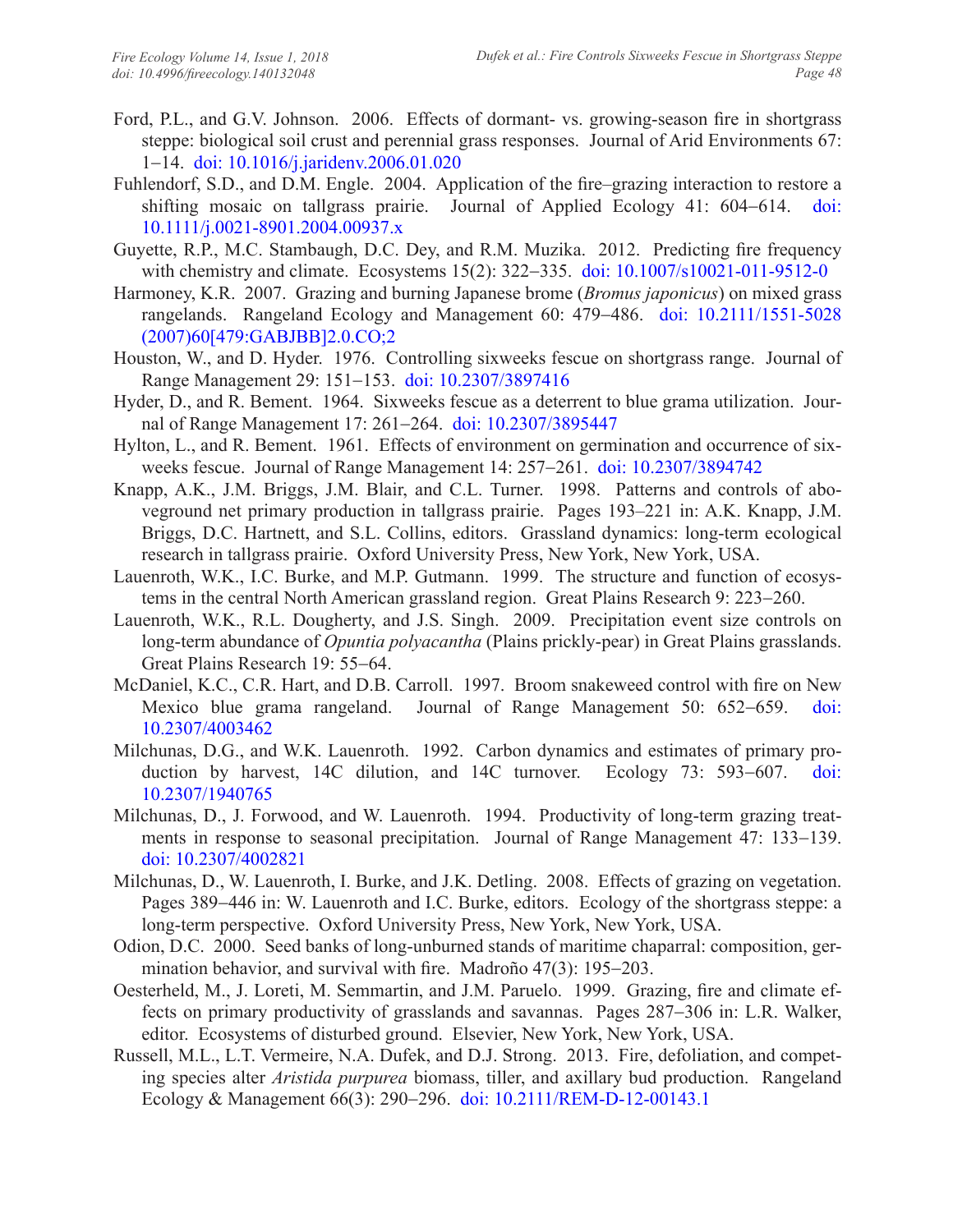Ford, P.L., and G.V. Johnson. 2006. Effects of dormant- vs. growing-season fire in shortgrass steppe: biological soil crust and perennial grass responses. Journal of Arid Environments 67: 1–14. doi: 10.1016/j.jaridenv.2006.01.020

Fuhlendorf, S.D., and D.M. Engle. 2004. Application of the fire–grazing interaction to restore a shifting mosaic on tallgrass prairie. Journal of Applied Ecology 41: 604–614. doi: 10.1111/j.0021-8901.2004.00937.x

Guyette, R.P., M.C. Stambaugh, D.C. Dey, and R.M. Muzika. 2012. Predicting fire frequency with chemistry and climate. Ecosystems 15(2): 322–335. doi: 10.1007/s10021-011-9512-0

Harmoney, K.R. 2007. Grazing and burning Japanese brome (*Bromus japonicus*) on mixed grass rangelands. Rangeland Ecology and Management 60: 479–486. doi: 10.2111/1551-5028(2007)60[479:GABJBB]2.0.CO;2

Houston, W., and D. Hyder. 1976. Controlling sixweeks fescue on shortgrass range. Journal of Range Management 29: 151–153. doi: 10.2307/3897416

Hyder, D., and R. Bement. 1964. Sixweeks fescue as a deterrent to blue grama utilization. Journal of Range Management 17: 261–264. doi: 10.2307/3895447

Hylton, L., and R. Bement. 1961. Effects of environment on germination and occurrence of sixweeks fescue. Journal of Range Management 14: 257–261. doi: 10.2307/3894742

Knapp, A.K., J.M. Briggs, J.M. Blair, and C.L. Turner. 1998. Patterns and controls of aboveground net primary production in tallgrass prairie. Pages 193–221 in: A.K. Knapp, J.M. Briggs, D.C. Hartnett, and S.L. Collins, editors. Grassland dynamics: long-term ecological research in tallgrass prairie. Oxford University Press, New York, New York, USA.

Lauenroth, W.K., I.C. Burke, and M.P. Gutmann. 1999. The structure and function of ecosystems in the central North American grassland region. Great Plains Research 9: 223–260.

Lauenroth, W.K., R.L. Dougherty, and J.S. Singh. 2009. Precipitation event size controls on long-term abundance of *Opuntia polyacantha* (Plains prickly-pear) in Great Plains grasslands. Great Plains Research 19: 55–64.

McDaniel, K.C., C.R. Hart, and D.B. Carroll. 1997. Broom snakeweed control with fire on New Mexico blue grama rangeland. Journal of Range Management 50: 652–659. doi: 10.2307/4003462

Milchunas, D.G., and W.K. Lauenroth. 1992. Carbon dynamics and estimates of primary production by harvest, 14C dilution, and 14C turnover. Ecology 73: 593–607. doi: 10.2307/1940765

Milchunas, D., J. Forwood, and W. Lauenroth. 1994. Productivity of long-term grazing treatments in response to seasonal precipitation. Journal of Range Management 47: 133–139. doi: 10.2307/4002821

Milchunas, D., W. Lauenroth, I. Burke, and J.K. Detling. 2008. Effects of grazing on vegetation. Pages 389–446 in: W. Lauenroth and I.C. Burke, editors. Ecology of the shortgrass steppe: a long-term perspective. Oxford University Press, New York, New York, USA.

Odion, D.C. 2000. Seed banks of long-unburned stands of maritime chaparral: composition, germination behavior, and survival with fire. Madroño 47(3): 195–203.

Oesterheld, M., J. Loreti, M. Semmartin, and J.M. Paruelo. 1999. Grazing, fire and climate effects on primary productivity of grasslands and savannas. Pages 287–306 in: L.R. Walker, editor. Ecosystems of disturbed ground. Elsevier, New York, New York, USA.

Russell, M.L., L.T. Vermeire, N.A. Dufek, and D.J. Strong. 2013. Fire, defoliation, and competing species alter *Aristida purpurea* biomass, tiller, and axillary bud production. Rangeland Ecology & Management 66(3): 290–296. doi: 10.2111/REM-D-12-00143.1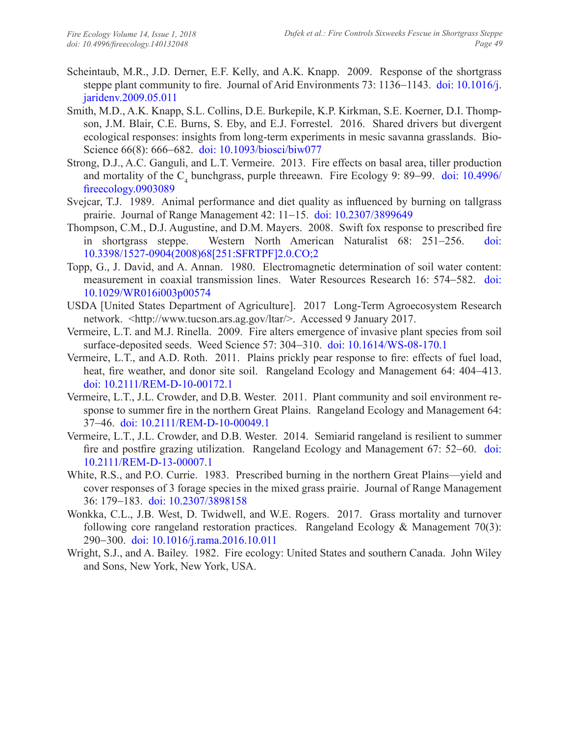Scheintaub, M.R., J.D. Derner, E.F. Kelly, and A.K. Knapp. 2009. Response of the shortgrass steppe plant community to fire. Journal of Arid Environments 73: 1136–1143. doi: 10.1016/j.jaridenv.2009.05.011

Smith, M.D., A.K. Knapp, S.L. Collins, D.E. Burkepile, K.P. Kirkman, S.E. Koerner, D.I. Thompson, J.M. Blair, C.E. Burns, S. Eby, and E.J. Forrestel. 2016. Shared drivers but divergent ecological responses: insights from long-term experiments in mesic savanna grasslands. BioScience 66(8): 666–682. doi: 10.1093/biosci/biw077

Strong, D.J., A.C. Ganguli, and L.T. Vermeire. 2013. Fire effects on basal area, tiller production and mortality of the $C_4$ bunchgrass, purple threeawn. Fire Ecology 9: 89–99. doi: 10.4996/fireecology.0903089

Svejcar, T.J. 1989. Animal performance and diet quality as influenced by burning on tallgrass prairie. Journal of Range Management 42: 11–15. doi: 10.2307/3899649

Thompson, C.M., D.J. Augustine, and D.M. Mayers. 2008. Swift fox response to prescribed fire in shortgrass steppe. Western North American Naturalist 68: 251–256. doi: 10.3398/1527-0904(2008)68[251:SFRTPF]2.0.CO;2

Topp, G., J. David, and A. Annan. 1980. Electromagnetic determination of soil water content: measurement in coaxial transmission lines. Water Resources Research 16: 574–582. doi: 10.1029/WR016i003p00574

USDA [United States Department of Agriculture]. 2017 Long-Term Agroecosystem Research network. <http://www.tucson.ars.ag.gov/ltar/>. Accessed 9 January 2017.

Vermeire, L.T. and M.J. Rinella. 2009. Fire alters emergence of invasive plant species from soil surface-deposited seeds. Weed Science 57: 304–310. doi: 10.1614/WS-08-170.1

Vermeire, L.T., and A.D. Roth. 2011. Plains prickly pear response to fire: effects of fuel load, heat, fire weather, and donor site soil. Rangeland Ecology and Management 64: 404–413. doi: 10.2111/REM-D-10-00172.1

Vermeire, L.T., J.L. Crowder, and D.B. Wester. 2011. Plant community and soil environment response to summer fire in the northern Great Plains. Rangeland Ecology and Management 64: 37–46. doi: 10.2111/REM-D-10-00049.1

Vermeire, L.T., J.L. Crowder, and D.B. Wester. 2014. Semiarid rangeland is resilient to summer fire and postfire grazing utilization. Rangeland Ecology and Management 67: 52–60. doi: 10.2111/REM-D-13-00007.1

White, R.S., and P.O. Currie. 1983. Prescribed burning in the northern Great Plains—yield and cover responses of 3 forage species in the mixed grass prairie. Journal of Range Management 36: 179–183. doi: 10.2307/3898158

Wonkka, C.L., J.B. West, D. Twidwell, and W.E. Rogers. 2017. Grass mortality and turnover following core rangeland restoration practices. Rangeland Ecology & Management 70(3): 290–300. doi: 10.1016/j.rama.2016.10.011

Wright, S.J., and A. Bailey. 1982. Fire ecology: United States and southern Canada. John Wiley and Sons, New York, New York, USA.